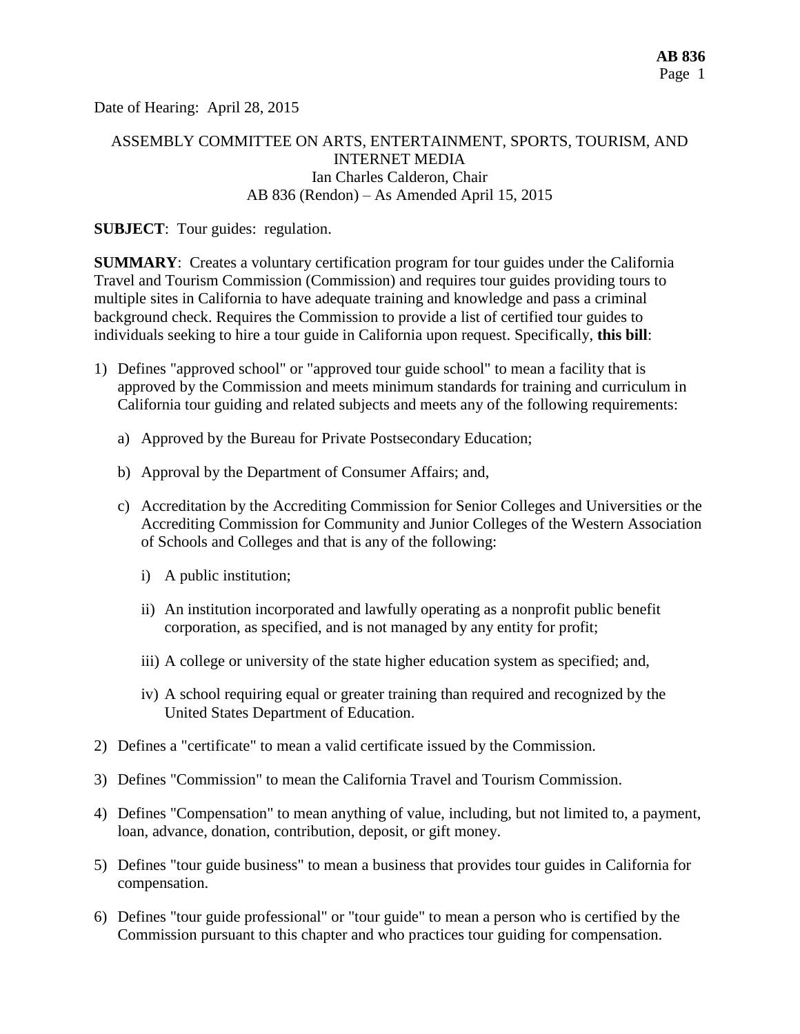Date of Hearing: April 28, 2015

ASSEMBLY COMMITTEE ON ARTS, ENTERTAINMENT, SPORTS, TOURISM, AND INTERNET MEDIA
Ian Charles Calderon, Chair
AB 836 (Rendon) – As Amended April 15, 2015

**SUBJECT**: Tour guides: regulation.

**SUMMARY**: Creates a voluntary certification program for tour guides under the California Travel and Tourism Commission (Commission) and requires tour guides providing tours to multiple sites in California to have adequate training and knowledge and pass a criminal background check. Requires the Commission to provide a list of certified tour guides to individuals seeking to hire a tour guide in California upon request. Specifically, **this bill**:

1) Defines "approved school" or "approved tour guide school" to mean a facility that is approved by the Commission and meets minimum standards for training and curriculum in California tour guiding and related subjects and meets any of the following requirements:

   a) Approved by the Bureau for Private Postsecondary Education;

   b) Approval by the Department of Consumer Affairs; and,

   c) Accreditation by the Accrediting Commission for Senior Colleges and Universities or the Accrediting Commission for Community and Junior Colleges of the Western Association of Schools and Colleges and that is any of the following:

      i) A public institution;

      ii) An institution incorporated and lawfully operating as a nonprofit public benefit corporation, as specified, and is not managed by any entity for profit;

      iii) A college or university of the state higher education system as specified; and,

      iv) A school requiring equal or greater training than required and recognized by the United States Department of Education.

2) Defines a "certificate" to mean a valid certificate issued by the Commission.

3) Defines "Commission" to mean the California Travel and Tourism Commission.

4) Defines "Compensation" to mean anything of value, including, but not limited to, a payment, loan, advance, donation, contribution, deposit, or gift money.

5) Defines "tour guide business" to mean a business that provides tour guides in California for compensation.

6) Defines "tour guide professional" or "tour guide" to mean a person who is certified by the Commission pursuant to this chapter and who practices tour guiding for compensation.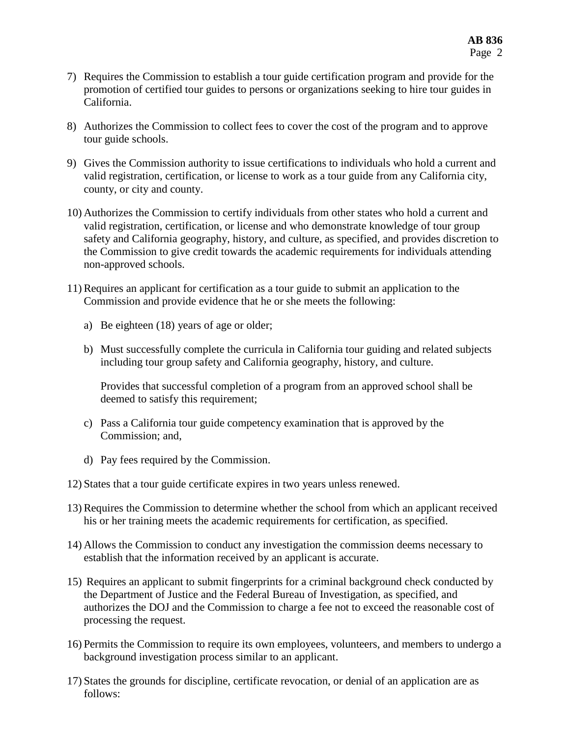7) Requires the Commission to establish a tour guide certification program and provide for the promotion of certified tour guides to persons or organizations seeking to hire tour guides in California.

8) Authorizes the Commission to collect fees to cover the cost of the program and to approve tour guide schools.

9) Gives the Commission authority to issue certifications to individuals who hold a current and valid registration, certification, or license to work as a tour guide from any California city, county, or city and county.

10) Authorizes the Commission to certify individuals from other states who hold a current and valid registration, certification, or license and who demonstrate knowledge of tour group safety and California geography, history, and culture, as specified, and provides discretion to the Commission to give credit towards the academic requirements for individuals attending non-approved schools.

11) Requires an applicant for certification as a tour guide to submit an application to the Commission and provide evidence that he or she meets the following:

    a) Be eighteen (18) years of age or older;

    b) Must successfully complete the curricula in California tour guiding and related subjects including tour group safety and California geography, history, and culture.

       Provides that successful completion of a program from an approved school shall be deemed to satisfy this requirement;

    c) Pass a California tour guide competency examination that is approved by the Commission; and,

    d) Pay fees required by the Commission.

12) States that a tour guide certificate expires in two years unless renewed.

13) Requires the Commission to determine whether the school from which an applicant received his or her training meets the academic requirements for certification, as specified.

14) Allows the Commission to conduct any investigation the commission deems necessary to establish that the information received by an applicant is accurate.

15) Requires an applicant to submit fingerprints for a criminal background check conducted by the Department of Justice and the Federal Bureau of Investigation, as specified, and authorizes the DOJ and the Commission to charge a fee not to exceed the reasonable cost of processing the request.

16) Permits the Commission to require its own employees, volunteers, and members to undergo a background investigation process similar to an applicant.

17) States the grounds for discipline, certificate revocation, or denial of an application are as follows: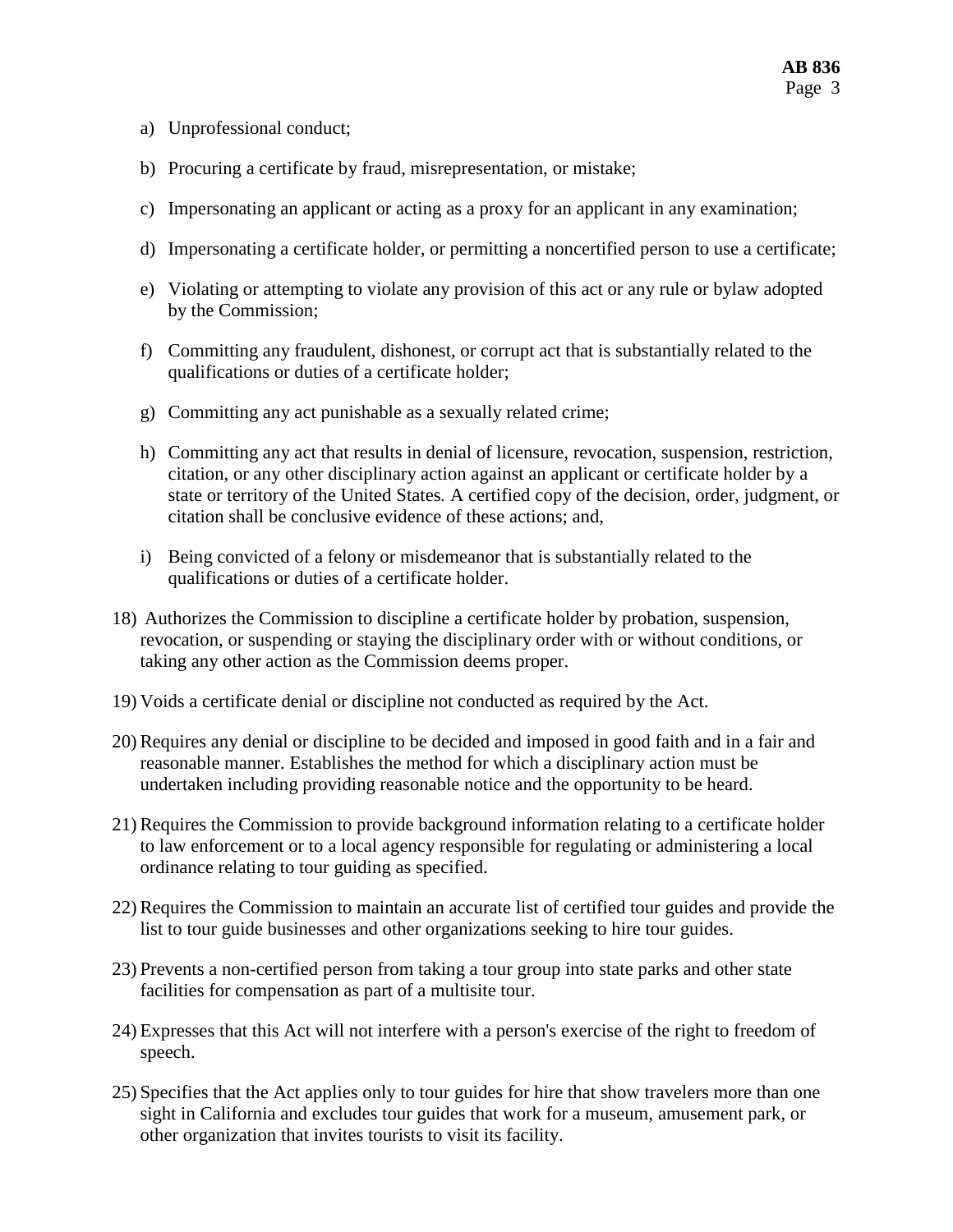a) Unprofessional conduct;

b) Procuring a certificate by fraud, misrepresentation, or mistake;

c) Impersonating an applicant or acting as a proxy for an applicant in any examination;

d) Impersonating a certificate holder, or permitting a noncertified person to use a certificate;

e) Violating or attempting to violate any provision of this act or any rule or bylaw adopted by the Commission;

f) Committing any fraudulent, dishonest, or corrupt act that is substantially related to the qualifications or duties of a certificate holder;

g) Committing any act punishable as a sexually related crime;

h) Committing any act that results in denial of licensure, revocation, suspension, restriction, citation, or any other disciplinary action against an applicant or certificate holder by a state or territory of the United States. A certified copy of the decision, order, judgment, or citation shall be conclusive evidence of these actions; and,

i) Being convicted of a felony or misdemeanor that is substantially related to the qualifications or duties of a certificate holder.

18) Authorizes the Commission to discipline a certificate holder by probation, suspension, revocation, or suspending or staying the disciplinary order with or without conditions, or taking any other action as the Commission deems proper.

19) Voids a certificate denial or discipline not conducted as required by the Act.

20) Requires any denial or discipline to be decided and imposed in good faith and in a fair and reasonable manner. Establishes the method for which a disciplinary action must be undertaken including providing reasonable notice and the opportunity to be heard.

21) Requires the Commission to provide background information relating to a certificate holder to law enforcement or to a local agency responsible for regulating or administering a local ordinance relating to tour guiding as specified.

22) Requires the Commission to maintain an accurate list of certified tour guides and provide the list to tour guide businesses and other organizations seeking to hire tour guides.

23) Prevents a non-certified person from taking a tour group into state parks and other state facilities for compensation as part of a multisite tour.

24) Expresses that this Act will not interfere with a person's exercise of the right to freedom of speech.

25) Specifies that the Act applies only to tour guides for hire that show travelers more than one sight in California and excludes tour guides that work for a museum, amusement park, or other organization that invites tourists to visit its facility.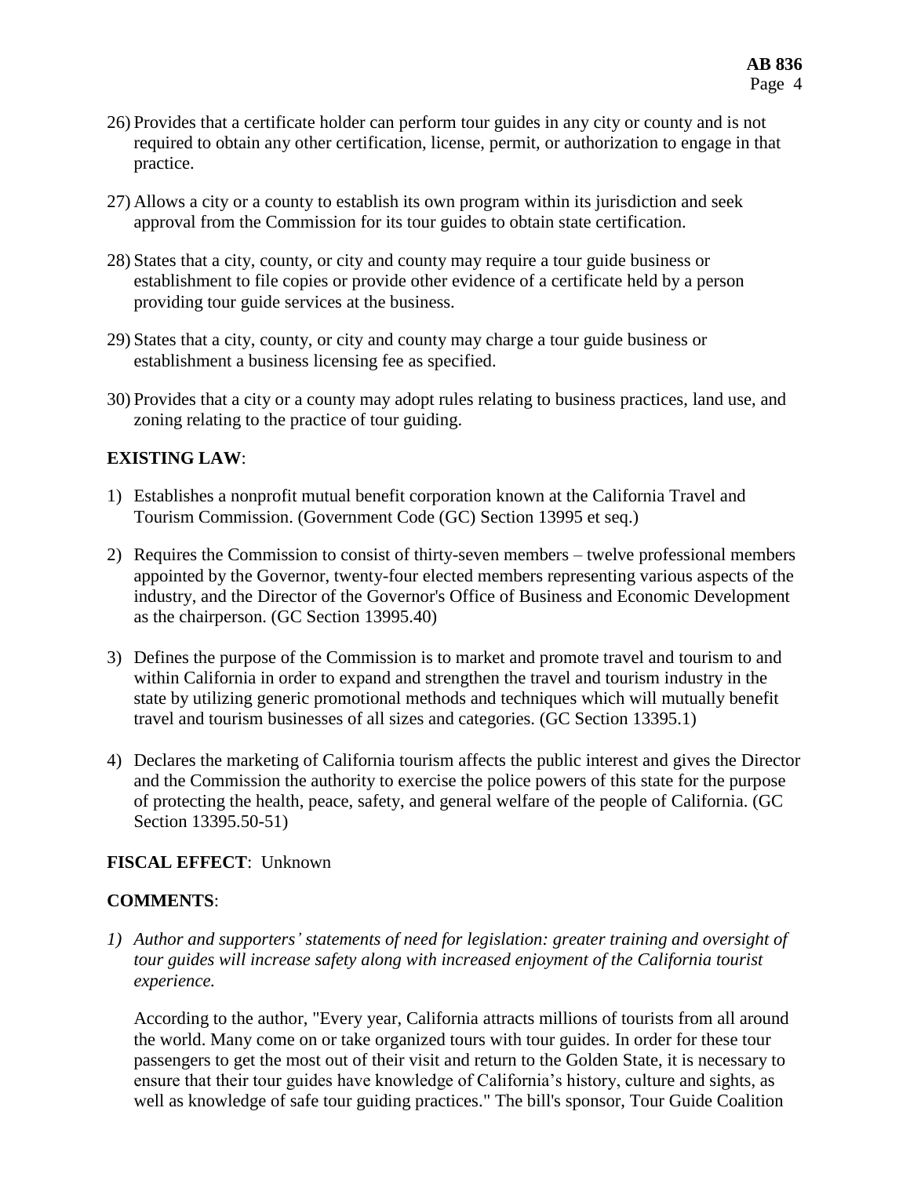26) Provides that a certificate holder can perform tour guides in any city or county and is not required to obtain any other certification, license, permit, or authorization to engage in that practice.

27) Allows a city or a county to establish its own program within its jurisdiction and seek approval from the Commission for its tour guides to obtain state certification.

28) States that a city, county, or city and county may require a tour guide business or establishment to file copies or provide other evidence of a certificate held by a person providing tour guide services at the business.

29) States that a city, county, or city and county may charge a tour guide business or establishment a business licensing fee as specified.

30) Provides that a city or a county may adopt rules relating to business practices, land use, and zoning relating to the practice of tour guiding.

**EXISTING LAW**:

1) Establishes a nonprofit mutual benefit corporation known at the California Travel and Tourism Commission. (Government Code (GC) Section 13995 et seq.)

2) Requires the Commission to consist of thirty-seven members – twelve professional members appointed by the Governor, twenty-four elected members representing various aspects of the industry, and the Director of the Governor's Office of Business and Economic Development as the chairperson. (GC Section 13995.40)

3) Defines the purpose of the Commission is to market and promote travel and tourism to and within California in order to expand and strengthen the travel and tourism industry in the state by utilizing generic promotional methods and techniques which will mutually benefit travel and tourism businesses of all sizes and categories. (GC Section 13395.1)

4) Declares the marketing of California tourism affects the public interest and gives the Director and the Commission the authority to exercise the police powers of this state for the purpose of protecting the health, peace, safety, and general welfare of the people of California. (GC Section 13395.50-51)

**FISCAL EFFECT**: Unknown

**COMMENTS**:

*1) Author and supporters' statements of need for legislation: greater training and oversight of tour guides will increase safety along with increased enjoyment of the California tourist experience.*

According to the author, "Every year, California attracts millions of tourists from all around the world. Many come on or take organized tours with tour guides. In order for these tour passengers to get the most out of their visit and return to the Golden State, it is necessary to ensure that their tour guides have knowledge of California's history, culture and sights, as well as knowledge of safe tour guiding practices." The bill's sponsor, Tour Guide Coalition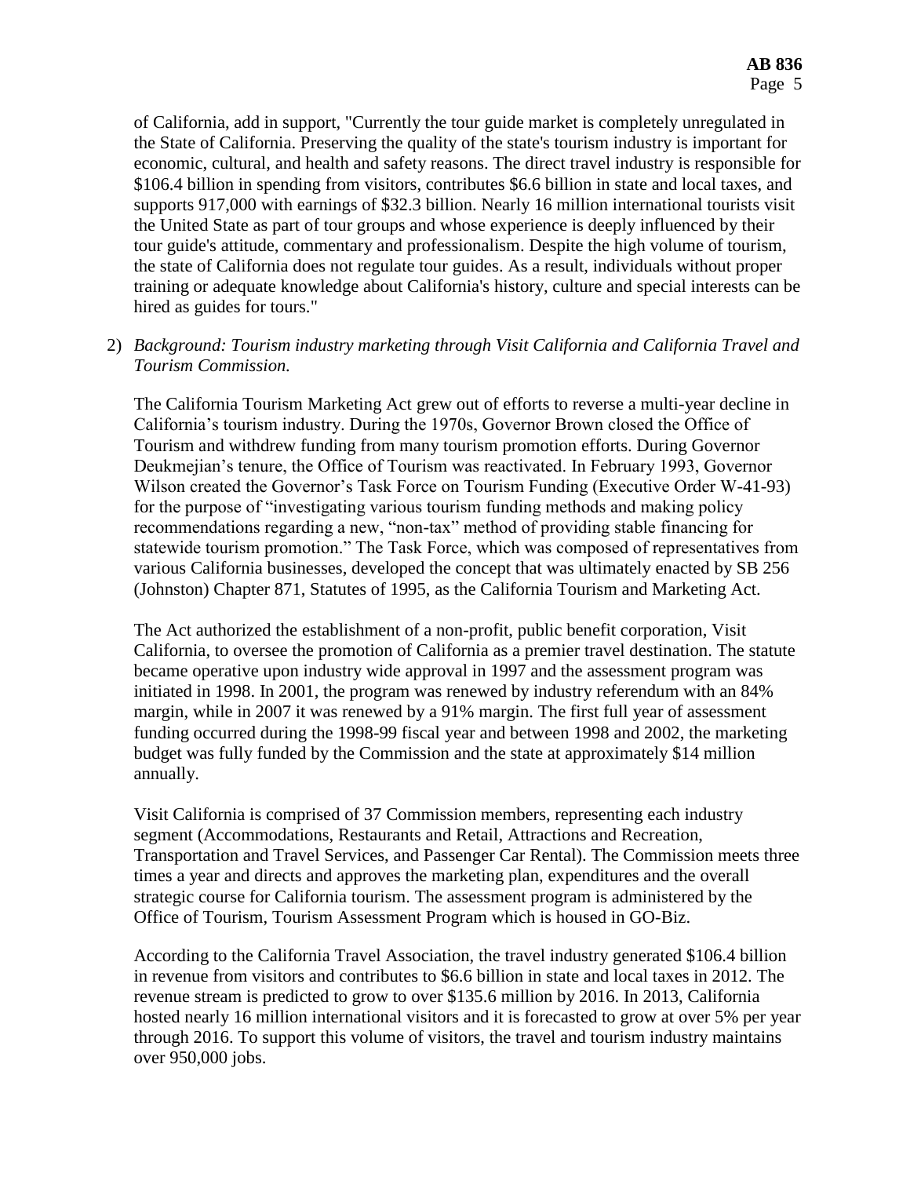of California, add in support, "Currently the tour guide market is completely unregulated in the State of California. Preserving the quality of the state's tourism industry is important for economic, cultural, and health and safety reasons. The direct travel industry is responsible for \$106.4 billion in spending from visitors, contributes \$6.6 billion in state and local taxes, and supports 917,000 with earnings of \$32.3 billion. Nearly 16 million international tourists visit the United State as part of tour groups and whose experience is deeply influenced by their tour guide's attitude, commentary and professionalism. Despite the high volume of tourism, the state of California does not regulate tour guides. As a result, individuals without proper training or adequate knowledge about California's history, culture and special interests can be hired as guides for tours."

2) *Background: Tourism industry marketing through Visit California and California Travel and Tourism Commission.*

   The California Tourism Marketing Act grew out of efforts to reverse a multi-year decline in California's tourism industry. During the 1970s, Governor Brown closed the Office of Tourism and withdrew funding from many tourism promotion efforts. During Governor Deukmejian's tenure, the Office of Tourism was reactivated. In February 1993, Governor Wilson created the Governor's Task Force on Tourism Funding (Executive Order W-41-93) for the purpose of "investigating various tourism funding methods and making policy recommendations regarding a new, "non-tax" method of providing stable financing for statewide tourism promotion." The Task Force, which was composed of representatives from various California businesses, developed the concept that was ultimately enacted by SB 256 (Johnston) Chapter 871, Statutes of 1995, as the California Tourism and Marketing Act.

   The Act authorized the establishment of a non-profit, public benefit corporation, Visit California, to oversee the promotion of California as a premier travel destination. The statute became operative upon industry wide approval in 1997 and the assessment program was initiated in 1998. In 2001, the program was renewed by industry referendum with an 84% margin, while in 2007 it was renewed by a 91% margin. The first full year of assessment funding occurred during the 1998-99 fiscal year and between 1998 and 2002, the marketing budget was fully funded by the Commission and the state at approximately \$14 million annually.

   Visit California is comprised of 37 Commission members, representing each industry segment (Accommodations, Restaurants and Retail, Attractions and Recreation, Transportation and Travel Services, and Passenger Car Rental). The Commission meets three times a year and directs and approves the marketing plan, expenditures and the overall strategic course for California tourism. The assessment program is administered by the Office of Tourism, Tourism Assessment Program which is housed in GO-Biz.

   According to the California Travel Association, the travel industry generated \$106.4 billion in revenue from visitors and contributes to \$6.6 billion in state and local taxes in 2012. The revenue stream is predicted to grow to over \$135.6 million by 2016. In 2013, California hosted nearly 16 million international visitors and it is forecasted to grow at over 5% per year through 2016. To support this volume of visitors, the travel and tourism industry maintains over 950,000 jobs.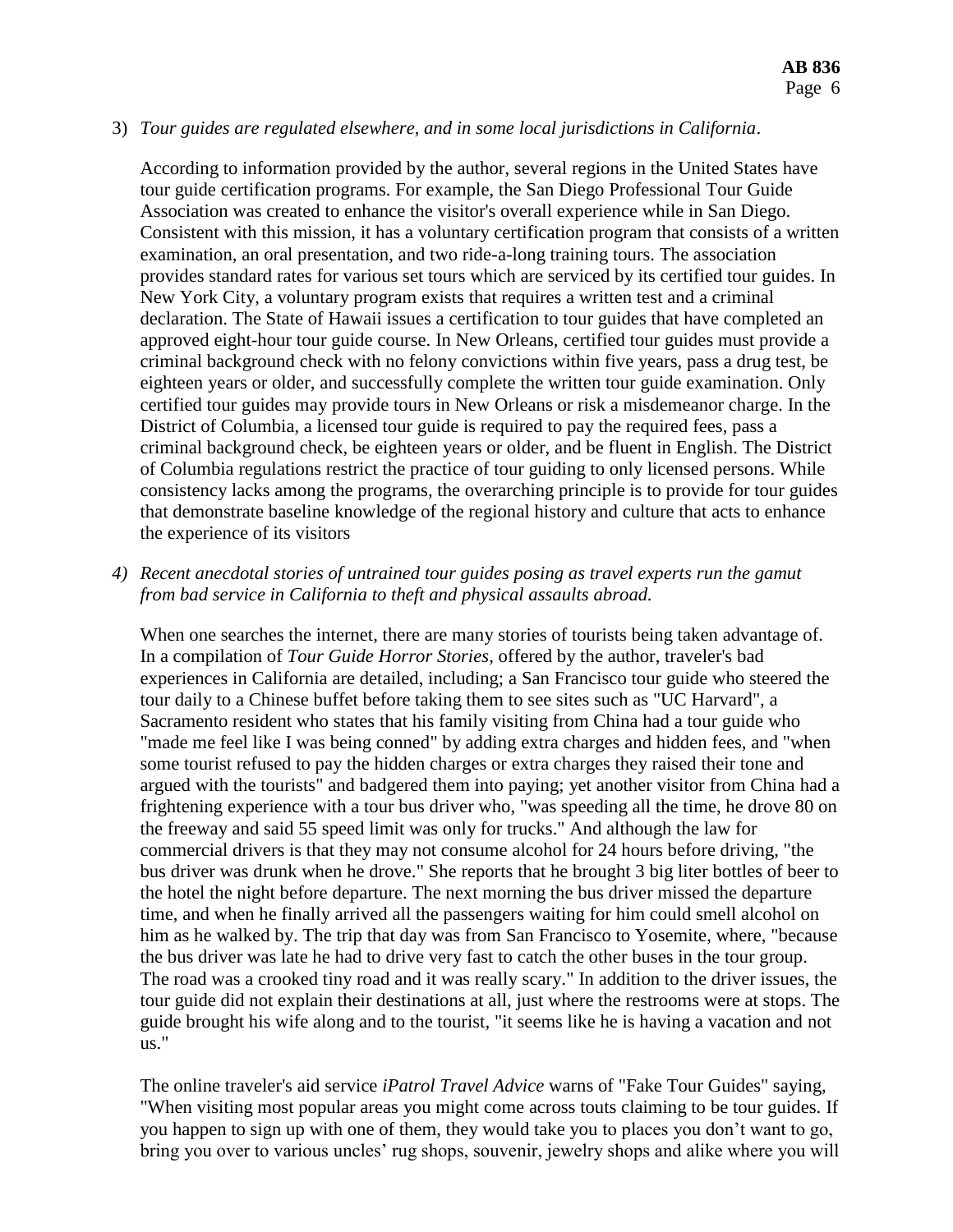3) *Tour guides are regulated elsewhere, and in some local jurisdictions in California*.

According to information provided by the author, several regions in the United States have tour guide certification programs. For example, the San Diego Professional Tour Guide Association was created to enhance the visitor's overall experience while in San Diego. Consistent with this mission, it has a voluntary certification program that consists of a written examination, an oral presentation, and two ride-a-long training tours. The association provides standard rates for various set tours which are serviced by its certified tour guides. In New York City, a voluntary program exists that requires a written test and a criminal declaration. The State of Hawaii issues a certification to tour guides that have completed an approved eight-hour tour guide course. In New Orleans, certified tour guides must provide a criminal background check with no felony convictions within five years, pass a drug test, be eighteen years or older, and successfully complete the written tour guide examination. Only certified tour guides may provide tours in New Orleans or risk a misdemeanor charge. In the District of Columbia, a licensed tour guide is required to pay the required fees, pass a criminal background check, be eighteen years or older, and be fluent in English. The District of Columbia regulations restrict the practice of tour guiding to only licensed persons. While consistency lacks among the programs, the overarching principle is to provide for tour guides that demonstrate baseline knowledge of the regional history and culture that acts to enhance the experience of its visitors

4) *Recent anecdotal stories of untrained tour guides posing as travel experts run the gamut from bad service in California to theft and physical assaults abroad.*

When one searches the internet, there are many stories of tourists being taken advantage of. In a compilation of *Tour Guide Horror Stories*, offered by the author, traveler's bad experiences in California are detailed, including; a San Francisco tour guide who steered the tour daily to a Chinese buffet before taking them to see sites such as "UC Harvard", a Sacramento resident who states that his family visiting from China had a tour guide who "made me feel like I was being conned" by adding extra charges and hidden fees, and "when some tourist refused to pay the hidden charges or extra charges they raised their tone and argued with the tourists" and badgered them into paying; yet another visitor from China had a frightening experience with a tour bus driver who, "was speeding all the time, he drove 80 on the freeway and said 55 speed limit was only for trucks." And although the law for commercial drivers is that they may not consume alcohol for 24 hours before driving, "the bus driver was drunk when he drove." She reports that he brought 3 big liter bottles of beer to the hotel the night before departure. The next morning the bus driver missed the departure time, and when he finally arrived all the passengers waiting for him could smell alcohol on him as he walked by. The trip that day was from San Francisco to Yosemite, where, "because the bus driver was late he had to drive very fast to catch the other buses in the tour group. The road was a crooked tiny road and it was really scary." In addition to the driver issues, the tour guide did not explain their destinations at all, just where the restrooms were at stops. The guide brought his wife along and to the tourist, "it seems like he is having a vacation and not us."

The online traveler's aid service *iPatrol Travel Advice* warns of "Fake Tour Guides" saying, "When visiting most popular areas you might come across touts claiming to be tour guides. If you happen to sign up with one of them, they would take you to places you don't want to go, bring you over to various uncles' rug shops, souvenir, jewelry shops and alike where you will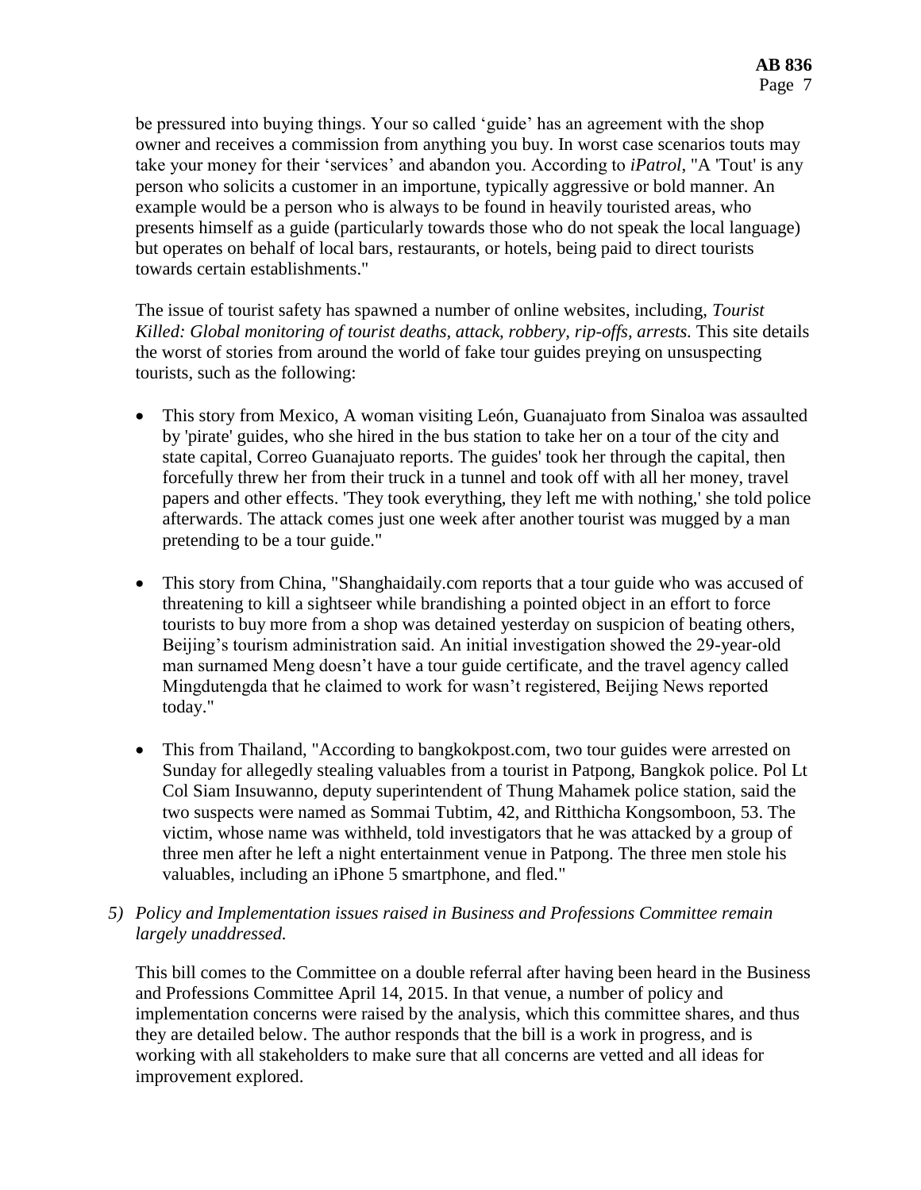be pressured into buying things. Your so called 'guide' has an agreement with the shop owner and receives a commission from anything you buy. In worst case scenarios touts may take your money for their 'services' and abandon you. According to *iPatrol*, "A 'Tout' is any person who solicits a customer in an importune, typically aggressive or bold manner. An example would be a person who is always to be found in heavily touristed areas, who presents himself as a guide (particularly towards those who do not speak the local language) but operates on behalf of local bars, restaurants, or hotels, being paid to direct tourists towards certain establishments."

The issue of tourist safety has spawned a number of online websites, including, *Tourist Killed: Global monitoring of tourist deaths, attack, robbery, rip-offs, arrests.* This site details the worst of stories from around the world of fake tour guides preying on unsuspecting tourists, such as the following:

- This story from Mexico, A woman visiting León, Guanajuato from Sinaloa was assaulted by 'pirate' guides, who she hired in the bus station to take her on a tour of the city and state capital, Correo Guanajuato reports. The guides' took her through the capital, then forcefully threw her from their truck in a tunnel and took off with all her money, travel papers and other effects. 'They took everything, they left me with nothing,' she told police afterwards. The attack comes just one week after another tourist was mugged by a man pretending to be a tour guide."

- This story from China, "Shanghaidaily.com reports that a tour guide who was accused of threatening to kill a sightseer while brandishing a pointed object in an effort to force tourists to buy more from a shop was detained yesterday on suspicion of beating others, Beijing's tourism administration said. An initial investigation showed the 29-year-old man surnamed Meng doesn't have a tour guide certificate, and the travel agency called Mingdutengda that he claimed to work for wasn't registered, Beijing News reported today."

- This from Thailand, "According to bangkokpost.com, two tour guides were arrested on Sunday for allegedly stealing valuables from a tourist in Patpong, Bangkok police. Pol Lt Col Siam Insuwanno, deputy superintendent of Thung Mahamek police station, said the two suspects were named as Sommai Tubtim, 42, and Ritthicha Kongsomboon, 53. The victim, whose name was withheld, told investigators that he was attacked by a group of three men after he left a night entertainment venue in Patpong. The three men stole his valuables, including an iPhone 5 smartphone, and fled."

5) *Policy and Implementation issues raised in Business and Professions Committee remain largely unaddressed.*

This bill comes to the Committee on a double referral after having been heard in the Business and Professions Committee April 14, 2015. In that venue, a number of policy and implementation concerns were raised by the analysis, which this committee shares, and thus they are detailed below. The author responds that the bill is a work in progress, and is working with all stakeholders to make sure that all concerns are vetted and all ideas for improvement explored.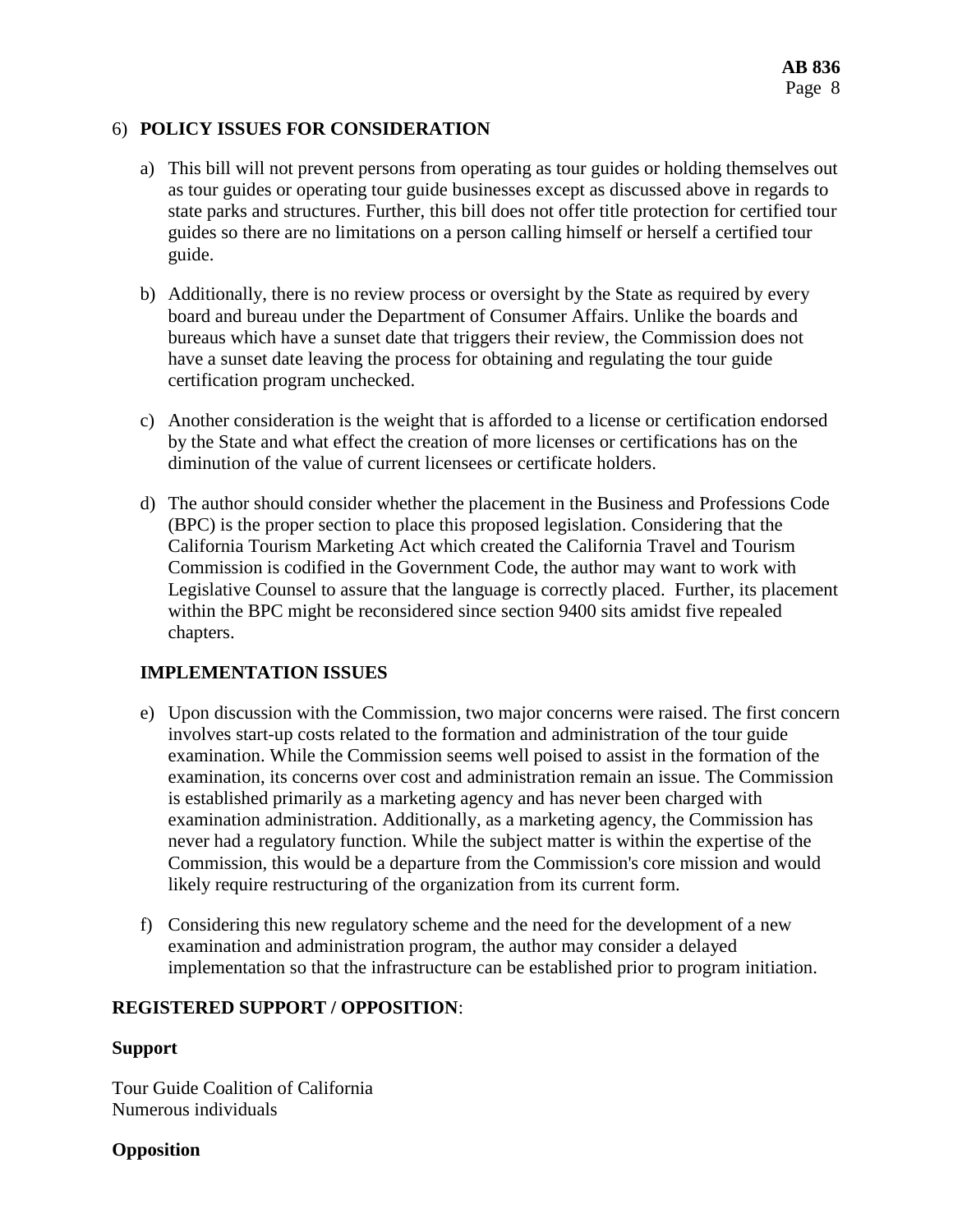6) **POLICY ISSUES FOR CONSIDERATION**

a) This bill will not prevent persons from operating as tour guides or holding themselves out as tour guides or operating tour guide businesses except as discussed above in regards to state parks and structures. Further, this bill does not offer title protection for certified tour guides so there are no limitations on a person calling himself or herself a certified tour guide.

b) Additionally, there is no review process or oversight by the State as required by every board and bureau under the Department of Consumer Affairs. Unlike the boards and bureaus which have a sunset date that triggers their review, the Commission does not have a sunset date leaving the process for obtaining and regulating the tour guide certification program unchecked.

c) Another consideration is the weight that is afforded to a license or certification endorsed by the State and what effect the creation of more licenses or certifications has on the diminution of the value of current licensees or certificate holders.

d) The author should consider whether the placement in the Business and Professions Code (BPC) is the proper section to place this proposed legislation. Considering that the California Tourism Marketing Act which created the California Travel and Tourism Commission is codified in the Government Code, the author may want to work with Legislative Counsel to assure that the language is correctly placed. Further, its placement within the BPC might be reconsidered since section 9400 sits amidst five repealed chapters.

**IMPLEMENTATION ISSUES**

e) Upon discussion with the Commission, two major concerns were raised. The first concern involves start-up costs related to the formation and administration of the tour guide examination. While the Commission seems well poised to assist in the formation of the examination, its concerns over cost and administration remain an issue. The Commission is established primarily as a marketing agency and has never been charged with examination administration. Additionally, as a marketing agency, the Commission has never had a regulatory function. While the subject matter is within the expertise of the Commission, this would be a departure from the Commission's core mission and would likely require restructuring of the organization from its current form.

f) Considering this new regulatory scheme and the need for the development of a new examination and administration program, the author may consider a delayed implementation so that the infrastructure can be established prior to program initiation.

**REGISTERED SUPPORT / OPPOSITION**:

**Support**

Tour Guide Coalition of California
Numerous individuals

**Opposition**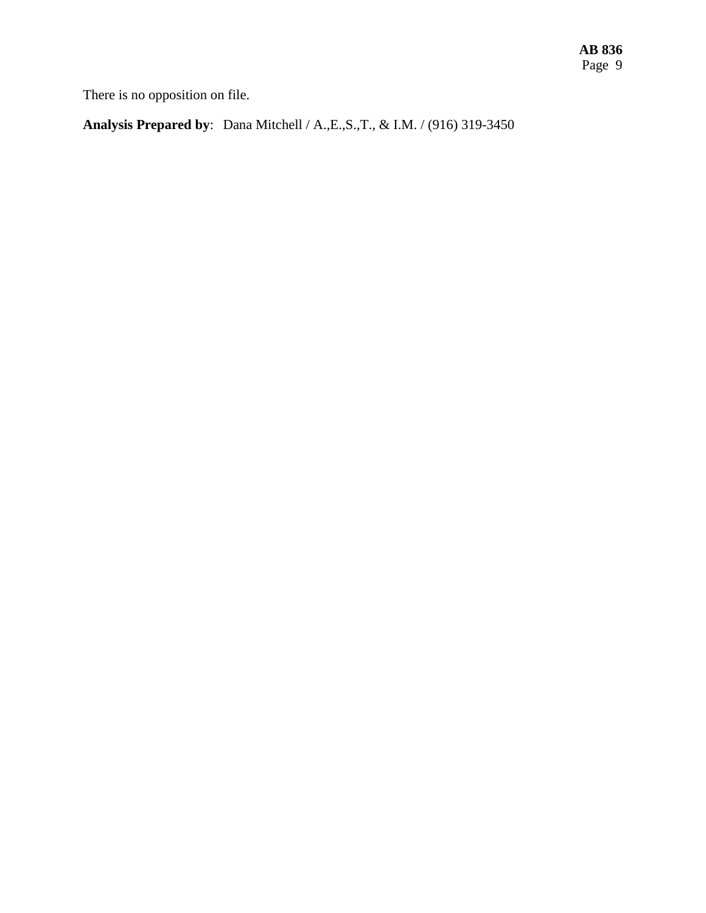There is no opposition on file.

**Analysis Prepared by**: Dana Mitchell / A.,E.,S.,T., & I.M. / (916) 319-3450